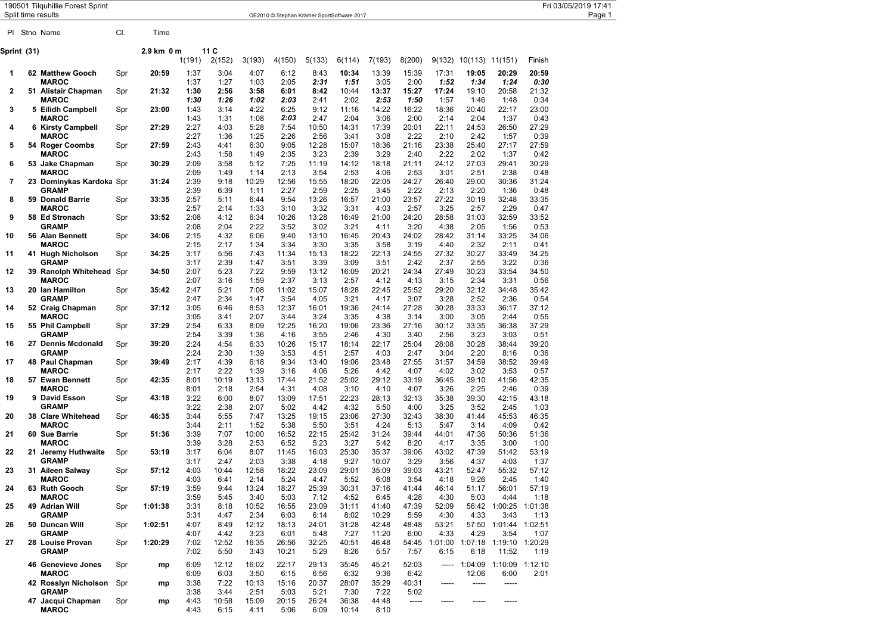190501 Tilquhillie Forest Sprint

Split time results

OE2010 © Stephan Krämer SportSoftware 2017

**Sprint (31)** 2.9 km 0 m 11 C

| Pl | Stno | Name | Cl. | Time | 1(191) | 2(152) | 3(193) | 4(150) | 5(133) | 6(114) | 7(193) | 8(200) | 9(132) | 10(113) | 11(151) | Finish |
|---|---|---|---|---|---|---|---|---|---|---|---|---|---|---|---|---|
| 1 | 62 | **Matthew Gooch** | Spr | **20:59** | 1:37 | 3:04 | 4:07 | 6:12 | 8:43 | **10:34** | 13:39 | 15:39 | 17:31 | **19:05** | **20:29** | **20:59** |
| | | **MAROC** | | | 1:37 | 1:27 | 1:03 | 2:05 | ***2:31*** | ***1:51*** | 3:05 | 2:00 | ***1:52*** | ***1:34*** | ***1:24*** | ***0:30*** |
| 2 | 51 | **Alistair Chapman** | Spr | **21:32** | **1:30** | **2:56** | **3:58** | **6:01** | **8:42** | 10:44 | **13:37** | **15:27** | **17:24** | 19:10 | 20:58 | 21:32 |
| | | **MAROC** | | | ***1:30*** | ***1:26*** | ***1:02*** | ***2:03*** | 2:41 | 2:02 | ***2:53*** | ***1:50*** | 1:57 | 1:46 | 1:48 | 0:34 |
| 3 | 5 | **Eilidh Campbell** | Spr | **23:00** | 1:43 | 3:14 | 4:22 | 6:25 | 9:12 | 11:16 | 14:22 | 16:22 | 18:36 | 20:40 | 22:17 | 23:00 |
| | | **MAROC** | | | 1:43 | 1:31 | 1:08 | ***2:03*** | 2:47 | 2:04 | 3:06 | 2:00 | 2:14 | 2:04 | 1:37 | 0:43 |
| 4 | 6 | **Kirsty Campbell** | Spr | **27:29** | 2:27 | 4:03 | 5:28 | 7:54 | 10:50 | 14:31 | 17:39 | 20:01 | 22:11 | 24:53 | 26:50 | 27:29 |
| | | **MAROC** | | | 2:27 | 1:36 | 1:25 | 2:26 | 2:56 | 3:41 | 3:08 | 2:22 | 2:10 | 2:42 | 1:57 | 0:39 |
| 5 | 54 | **Roger Coombs** | Spr | **27:59** | 2:43 | 4:41 | 6:30 | 9:05 | 12:28 | 15:07 | 18:36 | 21:16 | 23:38 | 25:40 | 27:17 | 27:59 |
| | | **MAROC** | | | 2:43 | 1:58 | 1:49 | 2:35 | 3:23 | 2:39 | 3:29 | 2:40 | 2:22 | 2:02 | 1:37 | 0:42 |
| 6 | 53 | **Jake Chapman** | Spr | **30:29** | 2:09 | 3:58 | 5:12 | 7:25 | 11:19 | 14:12 | 18:18 | 21:11 | 24:12 | 27:03 | 29:41 | 30:29 |
| | | **MAROC** | | | 2:09 | 1:49 | 1:14 | 2:13 | 3:54 | 2:53 | 4:06 | 2:53 | 3:01 | 2:51 | 2:38 | 0:48 |
| 7 | 23 | **Dominykas Kardoka** | Spr | **31:24** | 2:39 | 9:18 | 10:29 | 12:56 | 15:55 | 18:20 | 22:05 | 24:27 | 26:40 | 29:00 | 30:36 | 31:24 |
| | | **GRAMP** | | | 2:39 | 6:39 | 1:11 | 2:27 | 2:59 | 2:25 | 3:45 | 2:22 | 2:13 | 2:20 | 1:36 | 0:48 |
| 8 | 59 | **Donald Barrie** | Spr | **33:35** | 2:57 | 5:11 | 6:44 | 9:54 | 13:26 | 16:57 | 21:00 | 23:57 | 27:22 | 30:19 | 32:48 | 33:35 |
| | | **MAROC** | | | 2:57 | 2:14 | 1:33 | 3:10 | 3:32 | 3:31 | 4:03 | 2:57 | 3:25 | 2:57 | 2:29 | 0:47 |
| 9 | 58 | **Ed Stronach** | Spr | **33:52** | 2:08 | 4:12 | 6:34 | 10:26 | 13:28 | 16:49 | 21:00 | 24:20 | 28:58 | 31:03 | 32:59 | 33:52 |
| | | **GRAMP** | | | 2:08 | 2:04 | 2:22 | 3:52 | 3:02 | 3:21 | 4:11 | 3:20 | 4:38 | 2:05 | 1:56 | 0:53 |
| 10 | 56 | **Alan Bennett** | Spr | **34:06** | 2:15 | 4:32 | 6:06 | 9:40 | 13:10 | 16:45 | 20:43 | 24:02 | 28:42 | 31:14 | 33:25 | 34:06 |
| | | **MAROC** | | | 2:15 | 2:17 | 1:34 | 3:34 | 3:30 | 3:35 | 3:58 | 3:19 | 4:40 | 2:32 | 2:11 | 0:41 |
| 11 | 41 | **Hugh Nicholson** | Spr | **34:25** | 3:17 | 5:56 | 7:43 | 11:34 | 15:13 | 18:22 | 22:13 | 24:55 | 27:32 | 30:27 | 33:49 | 34:25 |
| | | **GRAMP** | | | 3:17 | 2:39 | 1:47 | 3:51 | 3:39 | 3:09 | 3:51 | 2:42 | 2:37 | 2:55 | 3:22 | 0:36 |
| 12 | 39 | **Ranolph Whitehead** | Spr | **34:50** | 2:07 | 5:23 | 7:22 | 9:59 | 13:12 | 16:09 | 20:21 | 24:34 | 27:49 | 30:23 | 33:54 | 34:50 |
| | | **MAROC** | | | 2:07 | 3:16 | 1:59 | 2:37 | 3:13 | 2:57 | 4:12 | 4:13 | 3:15 | 2:34 | 3:31 | 0:56 |
| 13 | 20 | **Ian Hamilton** | Spr | **35:42** | 2:47 | 5:21 | 7:08 | 11:02 | 15:07 | 18:28 | 22:45 | 25:52 | 29:20 | 32:12 | 34:48 | 35:42 |
| | | **GRAMP** | | | 2:47 | 2:34 | 1:47 | 3:54 | 4:05 | 3:21 | 4:17 | 3:07 | 3:28 | 2:52 | 2:36 | 0:54 |
| 14 | 52 | **Craig Chapman** | Spr | **37:12** | 3:05 | 6:46 | 8:53 | 12:37 | 16:01 | 19:36 | 24:14 | 27:28 | 30:28 | 33:33 | 36:17 | 37:12 |
| | | **MAROC** | | | 3:05 | 3:41 | 2:07 | 3:44 | 3:24 | 3:35 | 4:38 | 3:14 | 3:00 | 3:05 | 2:44 | 0:55 |
| 15 | 55 | **Phil Campbell** | Spr | **37:29** | 2:54 | 6:33 | 8:09 | 12:25 | 16:20 | 19:06 | 23:36 | 27:16 | 30:12 | 33:35 | 36:38 | 37:29 |
| | | **GRAMP** | | | 2:54 | 3:39 | 1:36 | 4:16 | 3:55 | 2:46 | 4:30 | 3:40 | 2:56 | 3:23 | 3:03 | 0:51 |
| 16 | 27 | **Dennis Mcdonald** | Spr | **39:20** | 2:24 | 4:54 | 6:33 | 10:26 | 15:17 | 18:14 | 22:17 | 25:04 | 28:08 | 30:28 | 38:44 | 39:20 |
| | | **GRAMP** | | | 2:24 | 2:30 | 1:39 | 3:53 | 4:51 | 2:57 | 4:03 | 2:47 | 3:04 | 2:20 | 8:16 | 0:36 |
| 17 | 48 | **Paul Chapman** | Spr | **39:49** | 2:17 | 4:39 | 6:18 | 9:34 | 13:40 | 19:06 | 23:48 | 27:55 | 31:57 | 34:59 | 38:52 | 39:49 |
| | | **MAROC** | | | 2:17 | 2:22 | 1:39 | 3:16 | 4:06 | 5:26 | 4:42 | 4:07 | 4:02 | 3:02 | 3:53 | 0:57 |
| 18 | 57 | **Ewan Bennett** | Spr | **42:35** | 8:01 | 10:19 | 13:13 | 17:44 | 21:52 | 25:02 | 29:12 | 33:19 | 36:45 | 39:10 | 41:56 | 42:35 |
| | | **MAROC** | | | 8:01 | 2:18 | 2:54 | 4:31 | 4:08 | 3:10 | 4:10 | 4:07 | 3:26 | 2:25 | 2:46 | 0:39 |
| 19 | 9 | **David Esson** | Spr | **43:18** | 3:22 | 6:00 | 8:07 | 13:09 | 17:51 | 22:23 | 28:13 | 32:13 | 35:38 | 39:30 | 42:15 | 43:18 |
| | | **GRAMP** | | | 3:22 | 2:38 | 2:07 | 5:02 | 4:42 | 4:32 | 5:50 | 4:00 | 3:25 | 3:52 | 2:45 | 1:03 |
| 20 | 38 | **Clare Whitehead** | Spr | **46:35** | 3:44 | 5:55 | 7:47 | 13:25 | 19:15 | 23:06 | 27:30 | 32:43 | 38:30 | 41:44 | 45:53 | 46:35 |
| | | **MAROC** | | | 3:44 | 2:11 | 1:52 | 5:38 | 5:50 | 3:51 | 4:24 | 5:13 | 5:47 | 3:14 | 4:09 | 0:42 |
| 21 | 60 | **Sue Barrie** | Spr | **51:36** | 3:39 | 7:07 | 10:00 | 16:52 | 22:15 | 25:42 | 31:24 | 39:44 | 44:01 | 47:36 | 50:36 | 51:36 |
| | | **MAROC** | | | 3:39 | 3:28 | 2:53 | 6:52 | 5:23 | 3:27 | 5:42 | 8:20 | 4:17 | 3:35 | 3:00 | 1:00 |
| 22 | 21 | **Jeremy Huthwaite** | Spr | **53:19** | 3:17 | 6:04 | 8:07 | 11:45 | 16:03 | 25:30 | 35:37 | 39:06 | 43:02 | 47:39 | 51:42 | 53:19 |
| | | **GRAMP** | | | 3:17 | 2:47 | 2:03 | 3:38 | 4:18 | 9:27 | 10:07 | 3:29 | 3:56 | 4:37 | 4:03 | 1:37 |
| 23 | 31 | **Aileen Salway** | Spr | **57:12** | 4:03 | 10:44 | 12:58 | 18:22 | 23:09 | 29:01 | 35:09 | 39:03 | 43:21 | 52:47 | 55:32 | 57:12 |
| | | **MAROC** | | | 4:03 | 6:41 | 2:14 | 5:24 | 4:47 | 5:52 | 6:08 | 3:54 | 4:18 | 9:26 | 2:45 | 1:40 |
| 24 | 63 | **Ruth Gooch** | Spr | **57:19** | 3:59 | 9:44 | 13:24 | 18:27 | 25:39 | 30:31 | 37:16 | 41:44 | 46:14 | 51:17 | 56:01 | 57:19 |
| | | **MAROC** | | | 3:59 | 5:45 | 3:40 | 5:03 | 7:12 | 4:52 | 6:45 | 4:28 | 4:30 | 5:03 | 4:44 | 1:18 |
| 25 | 49 | **Adrian Will** | Spr | **1:01:38** | 3:31 | 8:18 | 10:52 | 16:55 | 23:09 | 31:11 | 41:40 | 47:39 | 52:09 | 56:42 | 1:00:25 | 1:01:38 |
| | | **GRAMP** | | | 3:31 | 4:47 | 2:34 | 6:03 | 6:14 | 8:02 | 10:29 | 5:59 | 4:30 | 4:33 | 3:43 | 1:13 |
| 26 | 50 | **Duncan Will** | Spr | **1:02:51** | 4:07 | 8:49 | 12:12 | 18:13 | 24:01 | 31:28 | 42:48 | 48:48 | 53:21 | 57:50 | 1:01:44 | 1:02:51 |
| | | **GRAMP** | | | 4:07 | 4:42 | 3:23 | 6:01 | 5:48 | 7:27 | 11:20 | 6:00 | 4:33 | 4:29 | 3:54 | 1:07 |
| 27 | 28 | **Louise Provan** | Spr | **1:20:29** | 7:02 | 12:52 | 16:35 | 26:56 | 32:25 | 40:51 | 46:48 | 54:45 | 1:01:00 | 1:07:18 | 1:19:10 | 1:20:29 |
| | | **GRAMP** | | | 7:02 | 5:50 | 3:43 | 10:21 | 5:29 | 8:26 | 5:57 | 7:57 | 6:15 | 6:18 | 11:52 | 1:19 |
| | 46 | **Genevieve Jones** | Spr | **mp** | 6:09 | 12:12 | 16:02 | 22:17 | 29:13 | 35:45 | 45:21 | 52:03 | ----- | 1:04:09 | 1:10:09 | 1:12:10 |
| | | **MAROC** | | | 6:09 | 6:03 | 3:50 | 6:15 | 6:56 | 6:32 | 9:36 | 6:42 | | 12:06 | 6:00 | 2:01 |
| | 42 | **Rosslyn Nicholson** | Spr | **mp** | 3:38 | 7:22 | 10:13 | 15:16 | 20:37 | 28:07 | 35:29 | 40:31 | ----- | ----- | ----- | |
| | | **GRAMP** | | | 3:38 | 3:44 | 2:51 | 5:03 | 5:21 | 7:30 | 7:22 | 5:02 | | | | |
| | 47 | **Jacqui Chapman** | Spr | **mp** | 4:43 | 10:58 | 15:09 | 20:15 | 26:24 | 36:38 | 44:48 | ----- | ----- | ----- | ----- | |
| | | **MAROC** | | | 4:43 | 6:15 | 4:11 | 5:06 | 6:09 | 10:14 | 8:10 | | | | | |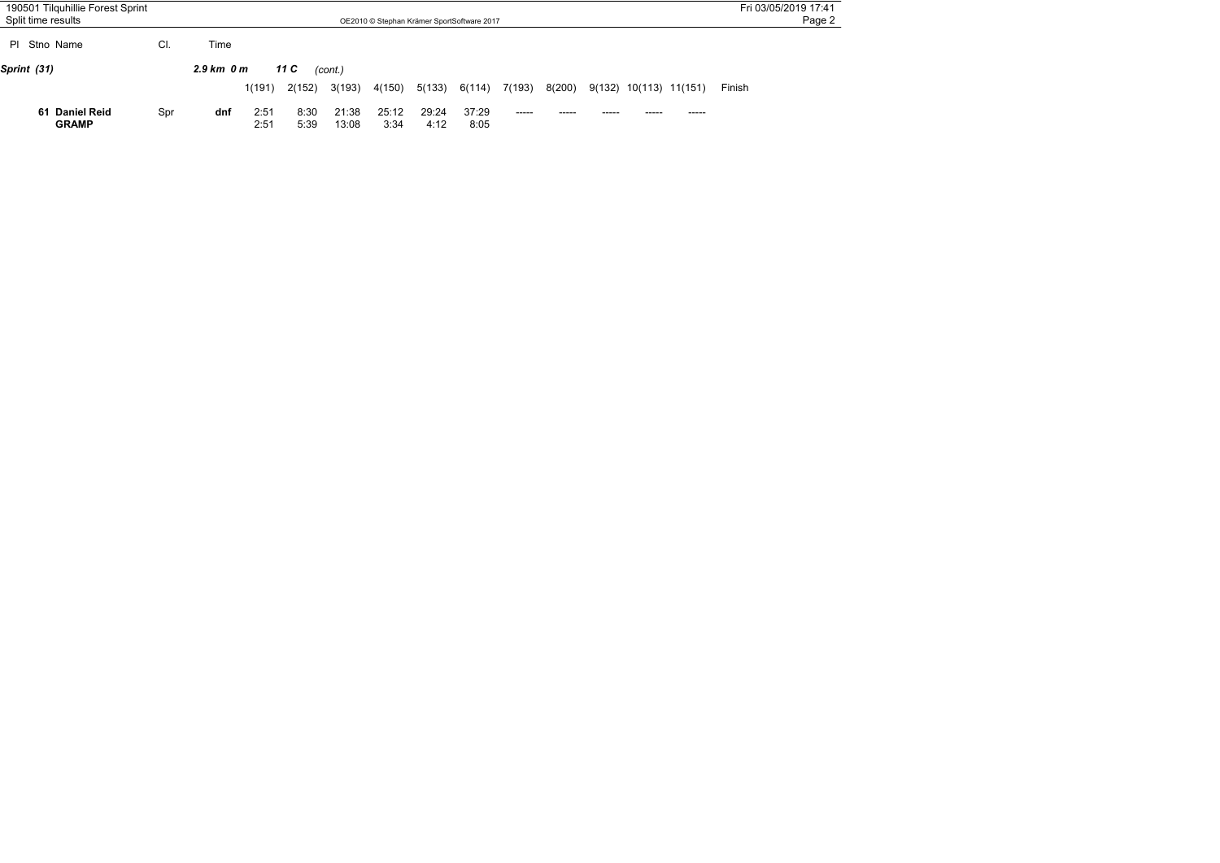Split time results

| Pl | Stno | Name | Cl. | Time | | | | | | | | | | | | |
|---|---|---|---|---|---|---|---|---|---|---|---|---|---|---|---|---|
| ***Sprint (31)*** | | | | ***2.9 km 0 m*** | ***11 C*** | *(cont.)* | | | | | | | | | | |
| | | | | | 1(191) | 2(152) | 3(193) | 4(150) | 5(133) | 6(114) | 7(193) | 8(200) | 9(132) | 10(113) | 11(151) | Finish |
| | **61** | **Daniel Reid** | Spr | **dnf** | 2:51 | 8:30 | 21:38 | 25:12 | 29:24 | 37:29 | ----- | ----- | ----- | ----- | ----- | |
| | | **GRAMP** | | | 2:51 | 5:39 | 13:08 | 3:34 | 4:12 | 8:05 | | | | | | |